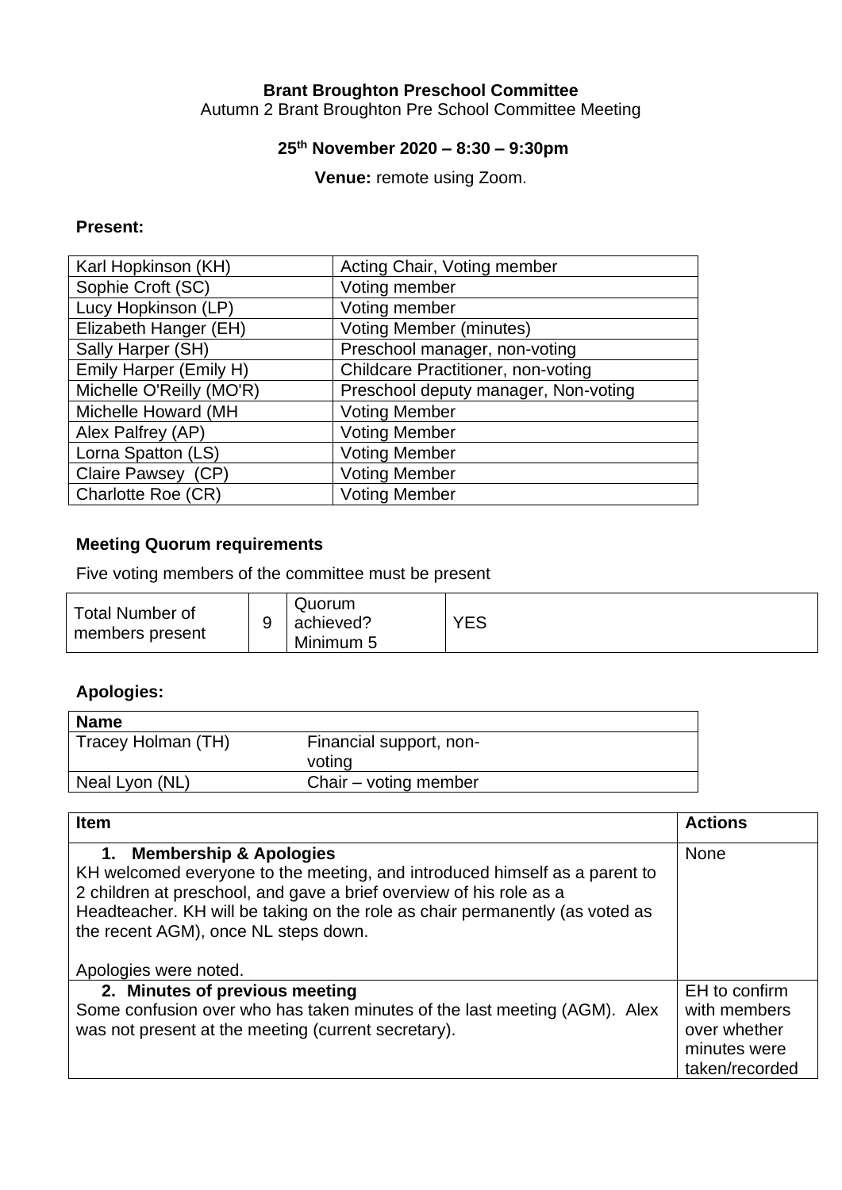**Brant Broughton Preschool Committee**

Autumn 2 Brant Broughton Pre School Committee Meeting

**25th November 2020 – 8:30 – 9:30pm**

**Venue:** remote using Zoom.

**Present:**

| | |
|---|---|
| Karl Hopkinson (KH) | Acting Chair, Voting member |
| Sophie Croft (SC) | Voting member |
| Lucy Hopkinson (LP) | Voting member |
| Elizabeth Hanger (EH) | Voting Member (minutes) |
| Sally Harper (SH) | Preschool manager, non-voting |
| Emily Harper (Emily H) | Childcare Practitioner, non-voting |
| Michelle O'Reilly (MO'R) | Preschool deputy manager, Non-voting |
| Michelle Howard (MH | Voting Member |
| Alex Palfrey (AP) | Voting Member |
| Lorna Spatton (LS) | Voting Member |
| Claire Pawsey (CP) | Voting Member |
| Charlotte Roe (CR) | Voting Member |

**Meeting Quorum requirements**

Five voting members of the committee must be present

| | | | |
|---|---|---|---|
| Total Number of members present | 9 | Quorum achieved? Minimum 5 | YES |

**Apologies:**

| Name | |
|---|---|
| Tracey Holman (TH) | Financial support, non-voting |
| Neal Lyon (NL) | Chair – voting member |

| Item | Actions |
|---|---|
| **1. Membership & Apologies**<br>KH welcomed everyone to the meeting, and introduced himself as a parent to 2 children at preschool, and gave a brief overview of his role as a Headteacher. KH will be taking on the role as chair permanently (as voted as the recent AGM), once NL steps down.<br><br>Apologies were noted. | None |
| **2. Minutes of previous meeting**<br>Some confusion over who has taken minutes of the last meeting (AGM). Alex was not present at the meeting (current secretary). | EH to confirm with members over whether minutes were taken/recorded |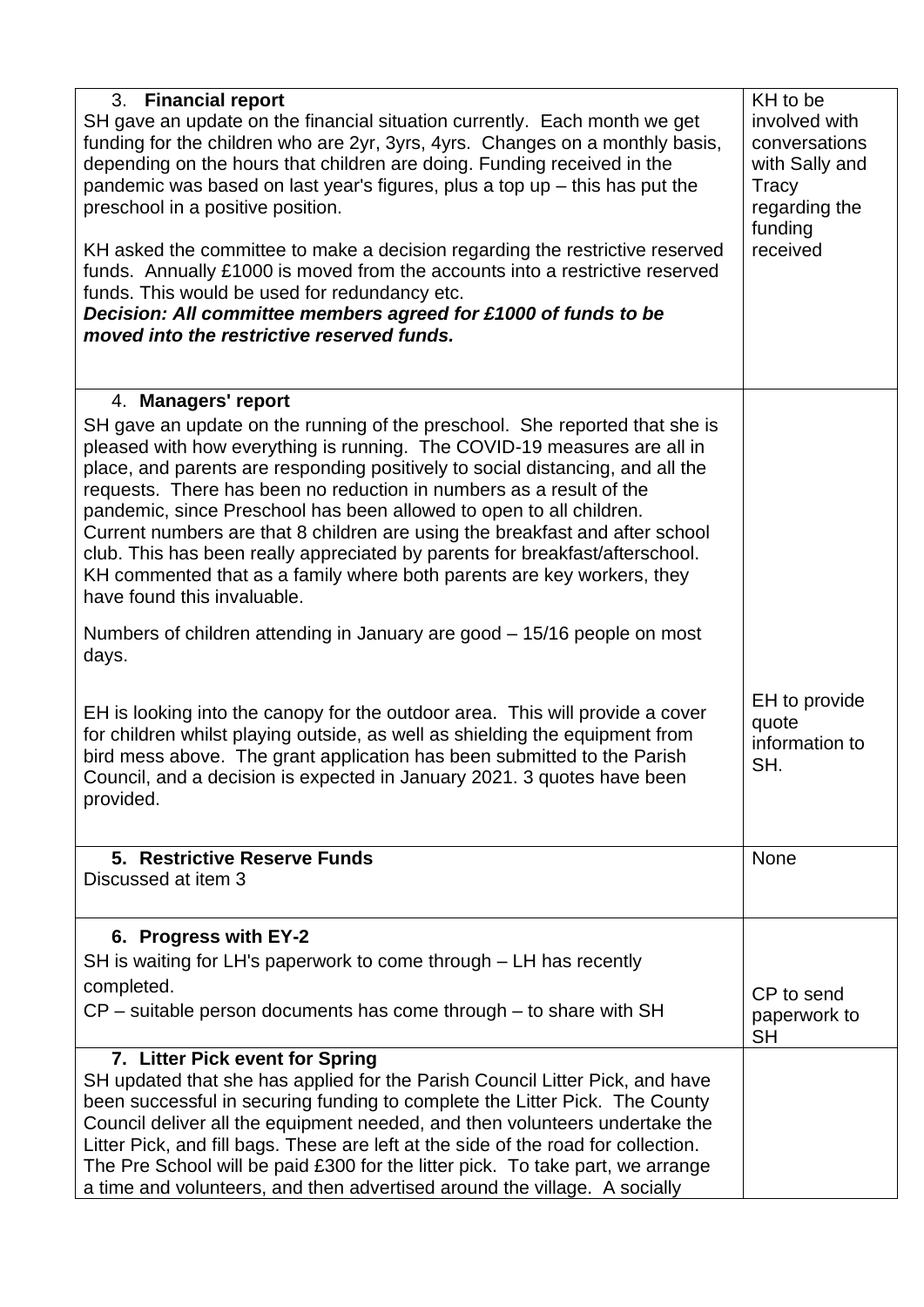| | |
|---|---|
| **3. Financial report**<br>SH gave an update on the financial situation currently. Each month we get funding for the children who are 2yr, 3yrs, 4yrs. Changes on a monthly basis, depending on the hours that children are doing. Funding received in the pandemic was based on last year's figures, plus a top up – this has put the preschool in a positive position.<br><br>KH asked the committee to make a decision regarding the restrictive reserved funds. Annually £1000 is moved from the accounts into a restrictive reserved funds. This would be used for redundancy etc.<br>***Decision: All committee members agreed for £1000 of funds to be moved into the restrictive reserved funds.*** | KH to be involved with conversations with Sally and Tracy regarding the funding received |
| **4. Managers' report**<br>SH gave an update on the running of the preschool. She reported that she is pleased with how everything is running. The COVID-19 measures are all in place, and parents are responding positively to social distancing, and all the requests. There has been no reduction in numbers as a result of the pandemic, since Preschool has been allowed to open to all children. Current numbers are that 8 children are using the breakfast and after school club. This has been really appreciated by parents for breakfast/afterschool. KH commented that as a family where both parents are key workers, they have found this invaluable.<br><br>Numbers of children attending in January are good – 15/16 people on most days.<br><br>EH is looking into the canopy for the outdoor area. This will provide a cover for children whilst playing outside, as well as shielding the equipment from bird mess above. The grant application has been submitted to the Parish Council, and a decision is expected in January 2021. 3 quotes have been provided. | EH to provide quote information to SH. |
| **5. Restrictive Reserve Funds**<br>Discussed at item 3 | None |
| **6. Progress with EY-2**<br>SH is waiting for LH's paperwork to come through – LH has recently completed.<br>CP – suitable person documents has come through – to share with SH | CP to send paperwork to SH |
| **7. Litter Pick event for Spring**<br>SH updated that she has applied for the Parish Council Litter Pick, and have been successful in securing funding to complete the Litter Pick. The County Council deliver all the equipment needed, and then volunteers undertake the Litter Pick, and fill bags. These are left at the side of the road for collection. The Pre School will be paid £300 for the litter pick. To take part, we arrange a time and volunteers, and then advertised around the village. A socially | |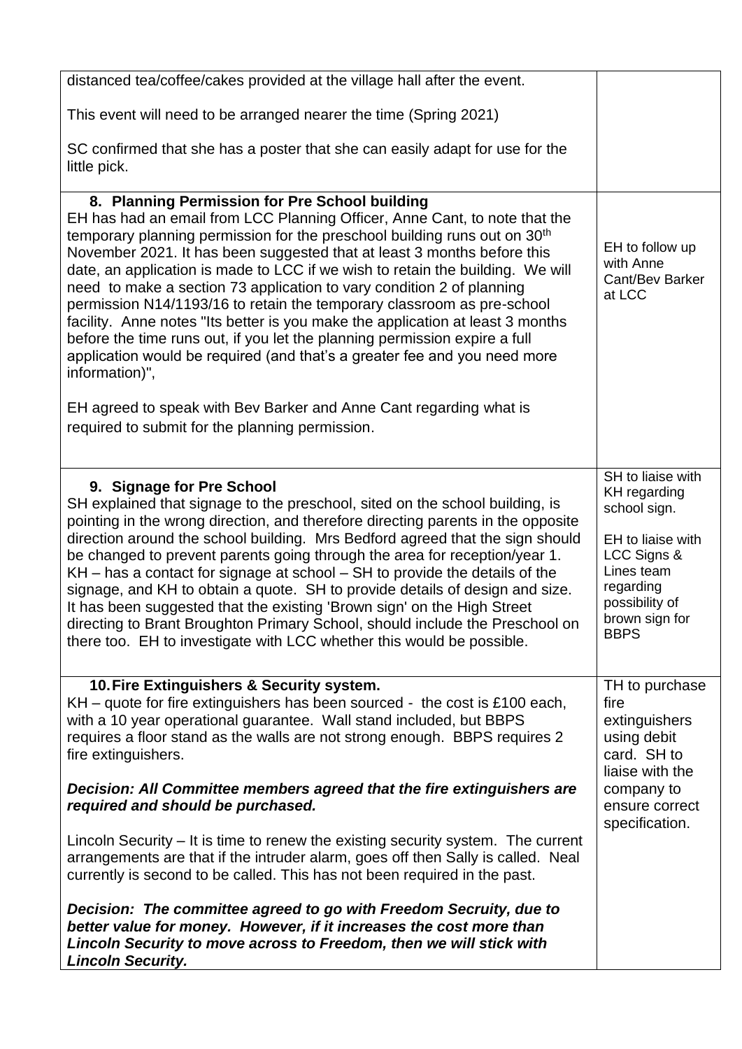| | |
|---|---|
| distanced tea/coffee/cakes provided at the village hall after the event.<br><br>This event will need to be arranged nearer the time (Spring 2021)<br><br>SC confirmed that she has a poster that she can easily adapt for use for the little pick. | |
| **8. Planning Permission for Pre School building**<br>EH has had an email from LCC Planning Officer, Anne Cant, to note that the temporary planning permission for the preschool building runs out on 30th November 2021. It has been suggested that at least 3 months before this date, an application is made to LCC if we wish to retain the building. We will need to make a section 73 application to vary condition 2 of planning permission N14/1193/16 to retain the temporary classroom as pre-school facility. Anne notes "Its better is you make the application at least 3 months before the time runs out, if you let the planning permission expire a full application would be required (and that's a greater fee and you need more information)",<br><br>EH agreed to speak with Bev Barker and Anne Cant regarding what is required to submit for the planning permission. | EH to follow up with Anne Cant/Bev Barker at LCC |
| **9. Signage for Pre School**<br>SH explained that signage to the preschool, sited on the school building, is pointing in the wrong direction, and therefore directing parents in the opposite direction around the school building. Mrs Bedford agreed that the sign should be changed to prevent parents going through the area for reception/year 1. KH – has a contact for signage at school – SH to provide the details of the signage, and KH to obtain a quote. SH to provide details of design and size. It has been suggested that the existing 'Brown sign' on the High Street directing to Brant Broughton Primary School, should include the Preschool on there too. EH to investigate with LCC whether this would be possible. | SH to liaise with KH regarding school sign.<br><br>EH to liaise with LCC Signs & Lines team regarding possibility of brown sign for BBPS |
| **10. Fire Extinguishers & Security system.**<br>KH – quote for fire extinguishers has been sourced - the cost is £100 each, with a 10 year operational guarantee. Wall stand included, but BBPS requires a floor stand as the walls are not strong enough. BBPS requires 2 fire extinguishers.<br><br>***Decision: All Committee members agreed that the fire extinguishers are required and should be purchased.***<br><br>Lincoln Security – It is time to renew the existing security system. The current arrangements are that if the intruder alarm, goes off then Sally is called. Neal currently is second to be called. This has not been required in the past.<br><br>***Decision: The committee agreed to go with Freedom Secruity, due to better value for money. However, if it increases the cost more than Lincoln Security to move across to Freedom, then we will stick with Lincoln Security.*** | TH to purchase fire extinguishers using debit card. SH to liaise with the company to ensure correct specification. |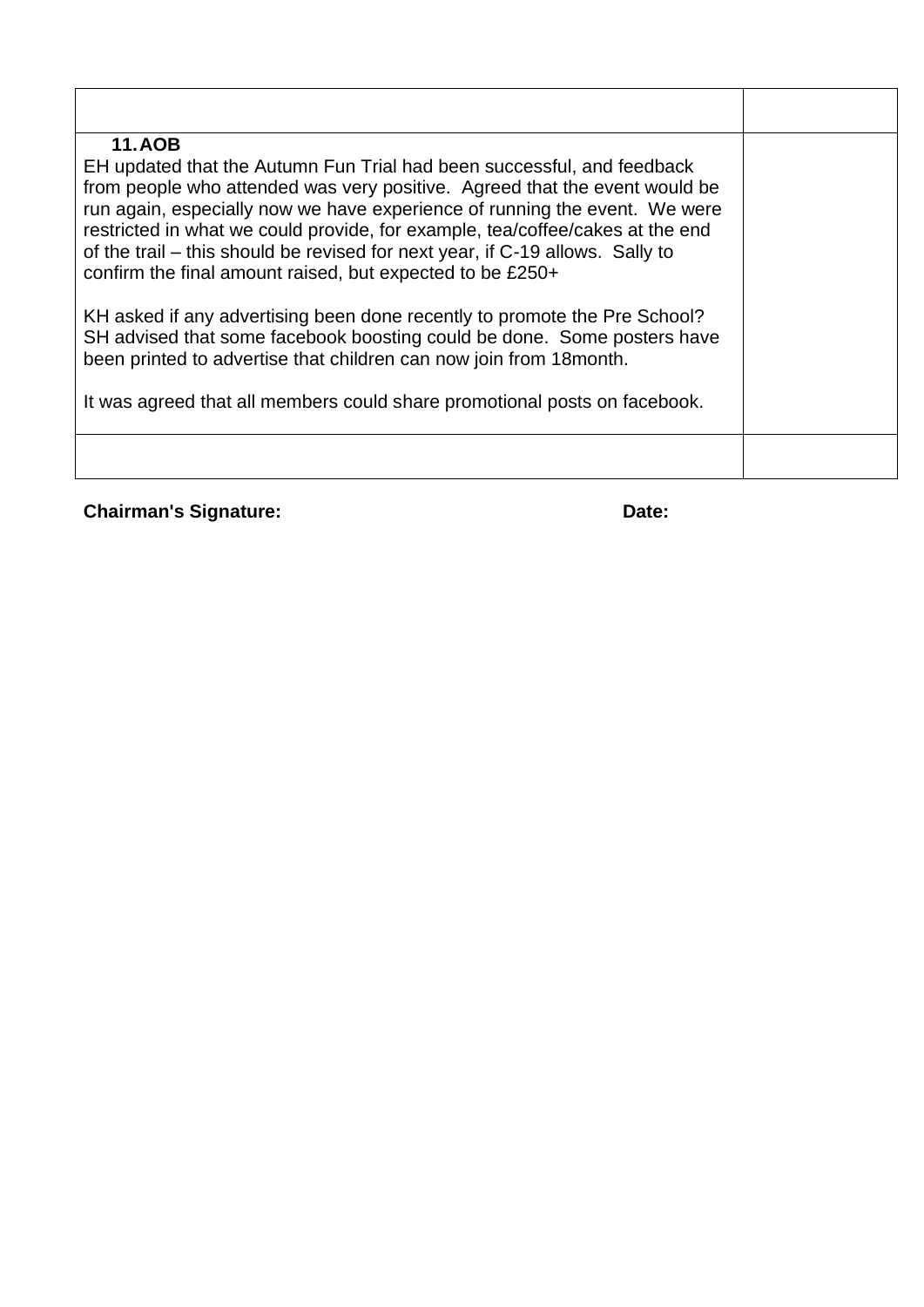| | |
|---|---|
| | |
| **11. AOB**<br>EH updated that the Autumn Fun Trial had been successful, and feedback from people who attended was very positive. Agreed that the event would be run again, especially now we have experience of running the event. We were restricted in what we could provide, for example, tea/coffee/cakes at the end of the trail – this should be revised for next year, if C-19 allows. Sally to confirm the final amount raised, but expected to be £250+<br><br>KH asked if any advertising been done recently to promote the Pre School? SH advised that some facebook boosting could be done. Some posters have been printed to advertise that children can now join from 18month.<br><br>It was agreed that all members could share promotional posts on facebook. | |
| | |

**Chairman's Signature:** **Date:**